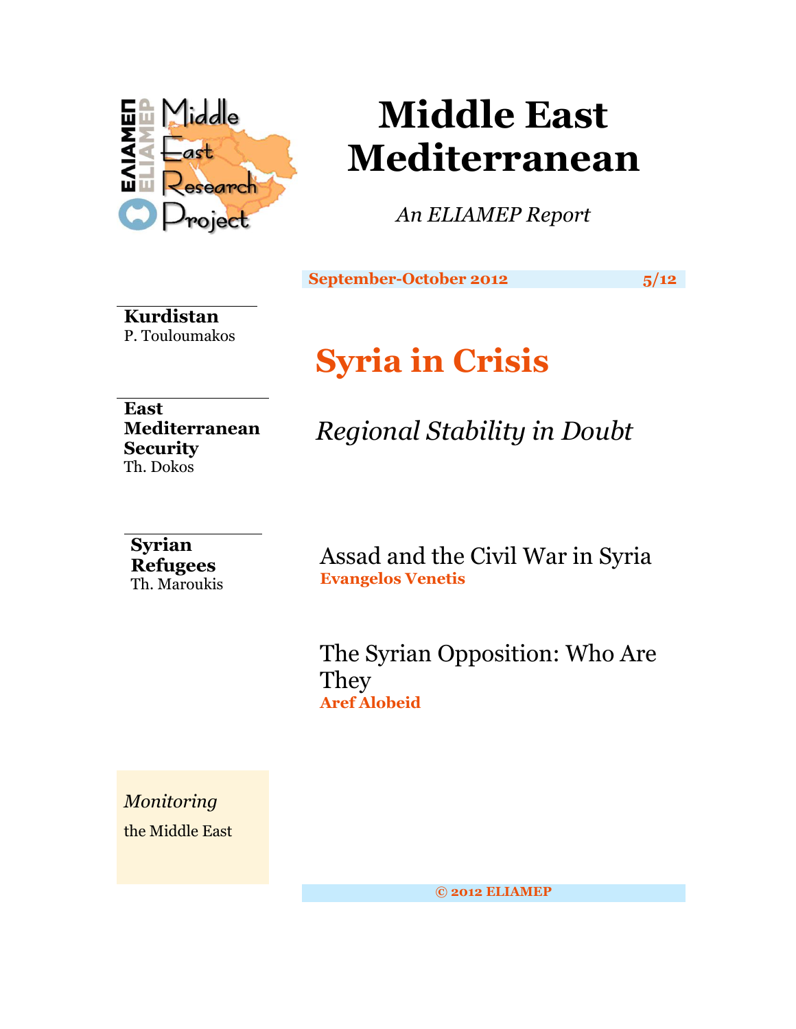# Middle East Mediterranean

*An ELIAMEP Report*

**September-October 2012** **5/12**

**Kurdistan**
P. Touloumakos

**East Mediterranean Security**
Th. Dokos

**Syrian Refugees**
Th. Maroukis

## Syria in Crisis

*Regional Stability in Doubt*

### Assad and the Civil War in Syria

**Evangelos Venetis**

### The Syrian Opposition: Who Are They

**Aref Alobeid**

*Monitoring* the Middle East

**© 2012 ELIAMEP**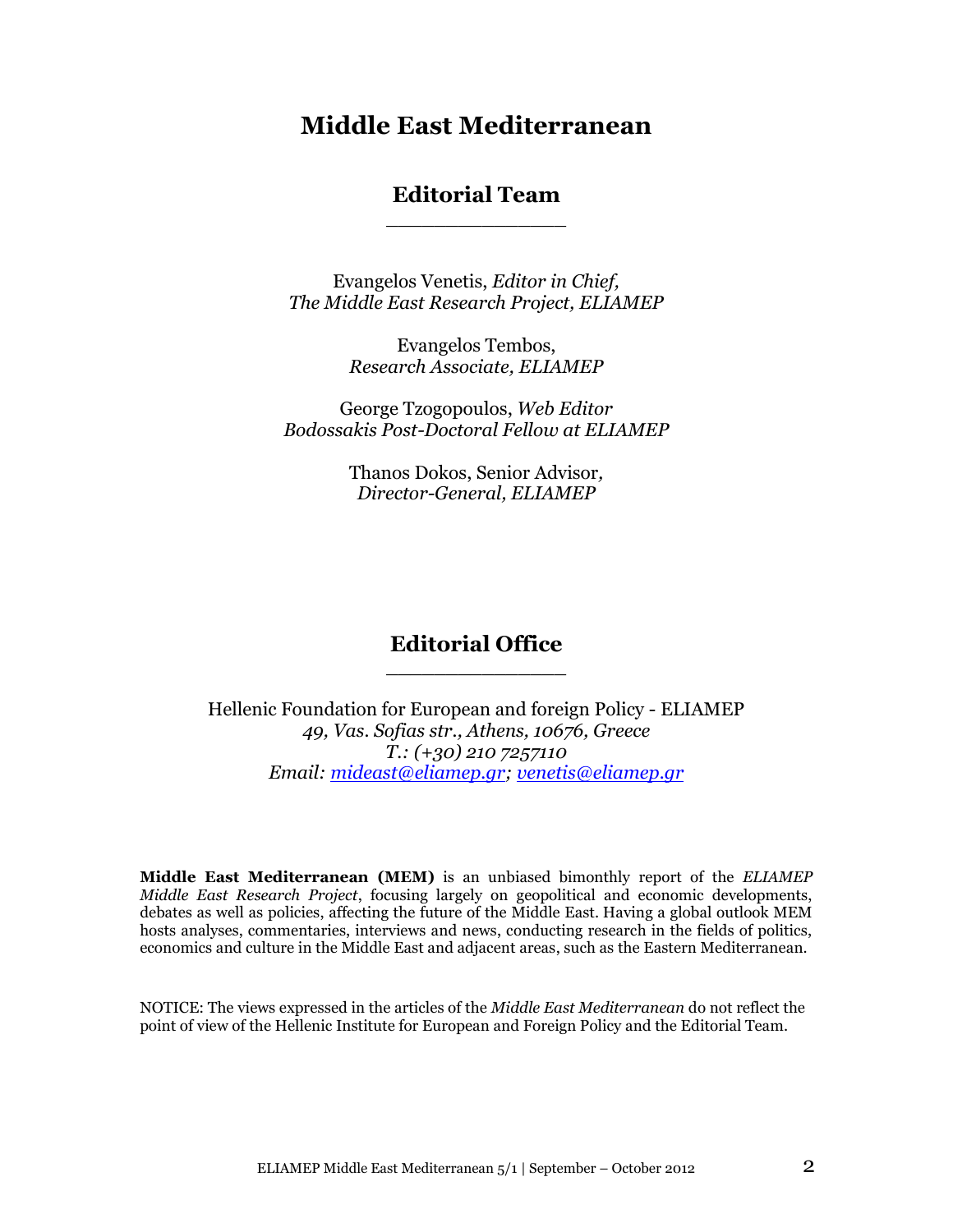# Middle East Mediterranean

## Editorial Team

Evangelos Venetis, *Editor in Chief,*
*The Middle East Research Project, ELIAMEP*

Evangelos Tembos,
*Research Associate, ELIAMEP*

George Tzogopoulos, *Web Editor*
*Bodossakis Post-Doctoral Fellow at ELIAMEP*

Thanos Dokos, Senior Advisor*,*
*Director-General, ELIAMEP*

## Editorial Office

Hellenic Foundation for European and foreign Policy - ELIAMEP
*49, Vas. Sofias str., Athens, 10676, Greece*
*T.: (+30) 210 7257110*
*Email: mideast@eliamep.gr; venetis@eliamep.gr*

**Middle East Mediterranean (MEM)** is an unbiased bimonthly report of the *ELIAMEP Middle East Research Project*, focusing largely on geopolitical and economic developments, debates as well as policies, affecting the future of the Middle East. Having a global outlook MEM hosts analyses, commentaries, interviews and news, conducting research in the fields of politics, economics and culture in the Middle East and adjacent areas, such as the Eastern Mediterranean.

NOTICE: The views expressed in the articles of the *Middle East Mediterranean* do not reflect the point of view of the Hellenic Institute for European and Foreign Policy and the Editorial Team.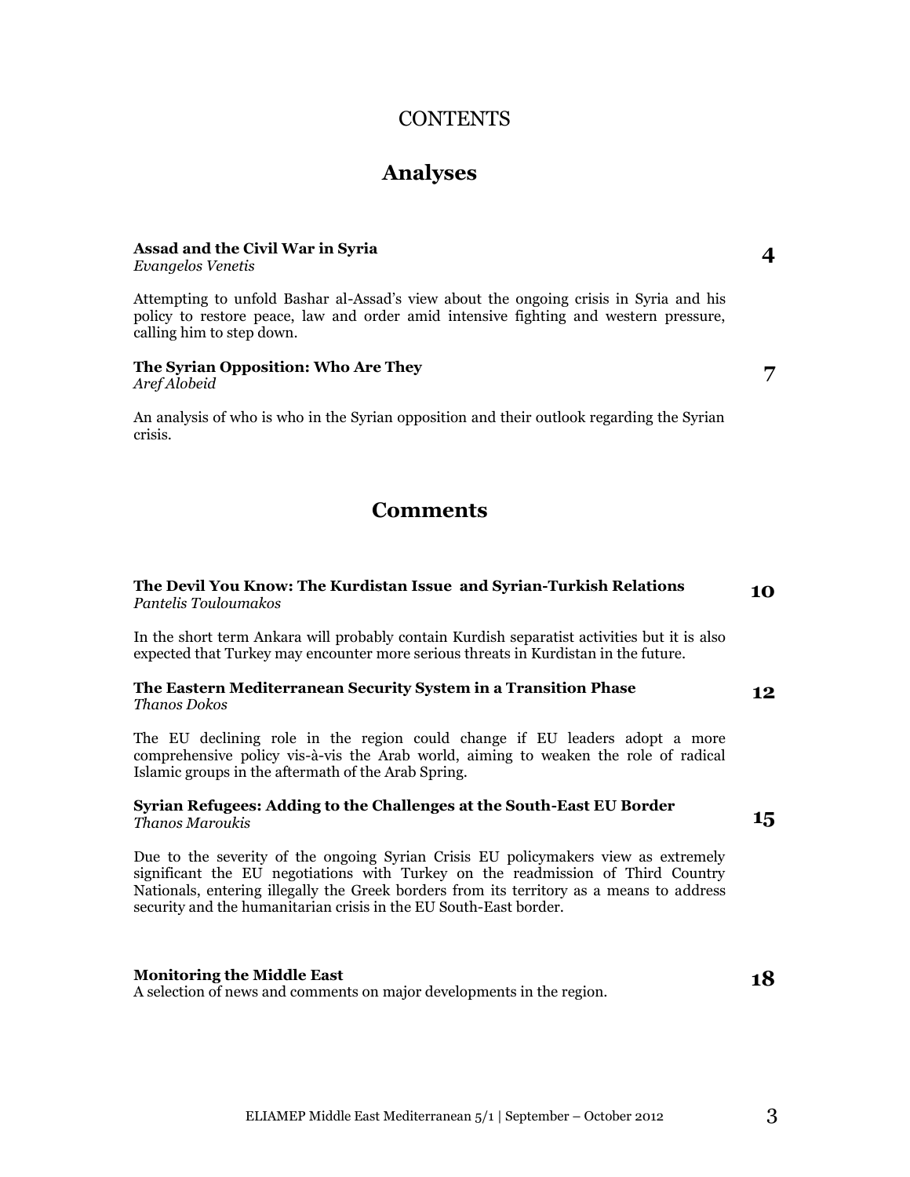# CONTENTS

## Analyses

**Assad and the Civil War in Syria** **4**
*Evangelos Venetis*

Attempting to unfold Bashar al-Assad's view about the ongoing crisis in Syria and his policy to restore peace, law and order amid intensive fighting and western pressure, calling him to step down.

**The Syrian Opposition: Who Are They** **7**
*Aref Alobeid*

An analysis of who is who in the Syrian opposition and their outlook regarding the Syrian crisis.

## Comments

**The Devil You Know: The Kurdistan Issue and Syrian-Turkish Relations** **10**
*Pantelis Touloumakos*

In the short term Ankara will probably contain Kurdish separatist activities but it is also expected that Turkey may encounter more serious threats in Kurdistan in the future.

**The Eastern Mediterranean Security System in a Transition Phase** **12**
*Thanos Dokos*

The EU declining role in the region could change if EU leaders adopt a more comprehensive policy vis-à-vis the Arab world, aiming to weaken the role of radical Islamic groups in the aftermath of the Arab Spring.

**Syrian Refugees: Adding to the Challenges at the South-East EU Border** **15**
*Thanos Maroukis*

Due to the severity of the ongoing Syrian Crisis EU policymakers view as extremely significant the EU negotiations with Turkey on the readmission of Third Country Nationals, entering illegally the Greek borders from its territory as a means to address security and the humanitarian crisis in the EU South-East border.

**Monitoring the Middle East** **18**
A selection of news and comments on major developments in the region.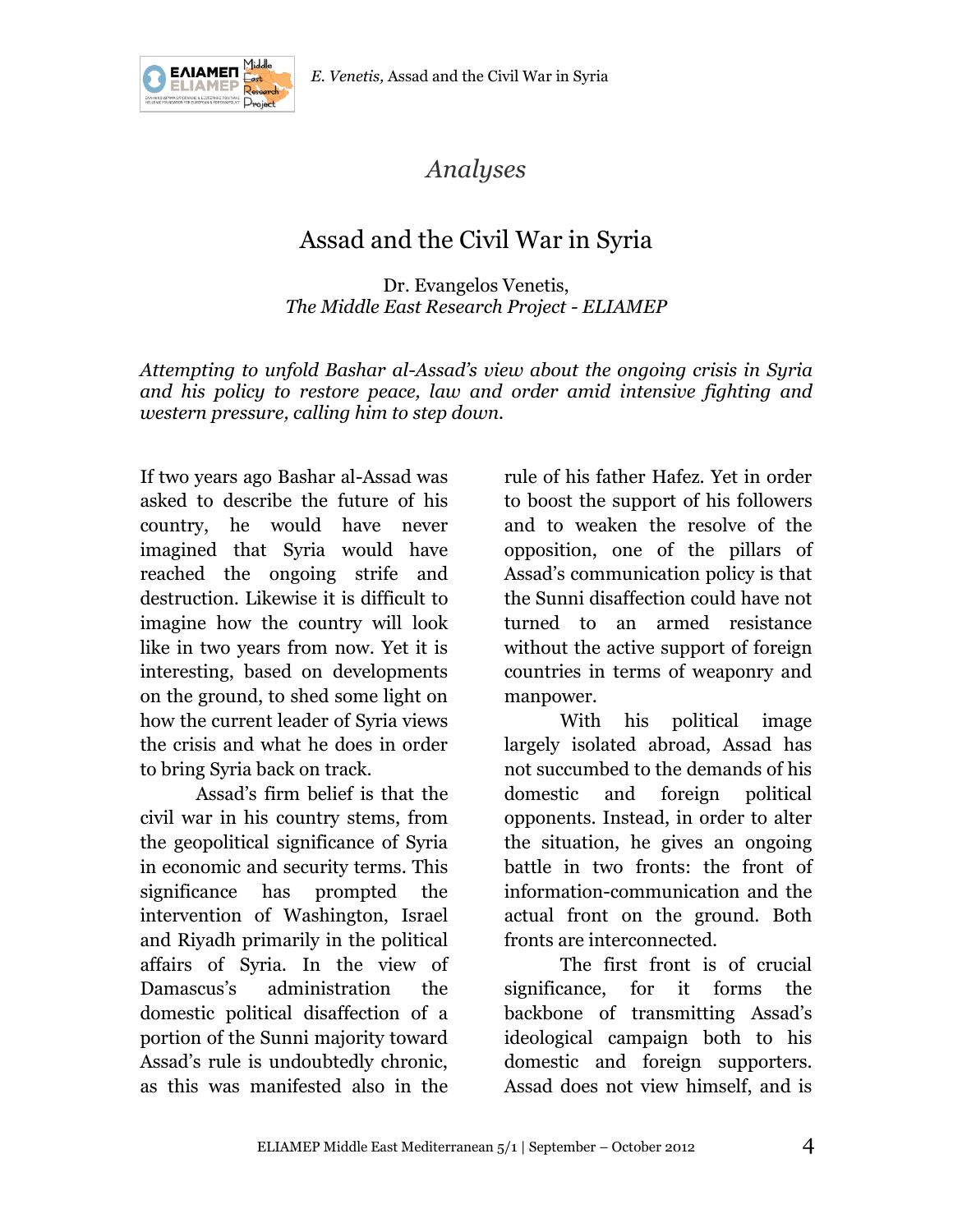*Analyses*

# Assad and the Civil War in Syria

Dr. Evangelos Venetis,
*The Middle East Research Project - ELIAMEP*

*Attempting to unfold Bashar al-Assad's view about the ongoing crisis in Syria and his policy to restore peace, law and order amid intensive fighting and western pressure, calling him to step down.*

If two years ago Bashar al-Assad was asked to describe the future of his country, he would have never imagined that Syria would have reached the ongoing strife and destruction. Likewise it is difficult to imagine how the country will look like in two years from now. Yet it is interesting, based on developments on the ground, to shed some light on how the current leader of Syria views the crisis and what he does in order to bring Syria back on track.

Assad's firm belief is that the civil war in his country stems, from the geopolitical significance of Syria in economic and security terms. This significance has prompted the intervention of Washington, Israel and Riyadh primarily in the political affairs of Syria. In the view of Damascus's administration the domestic political disaffection of a portion of the Sunni majority toward Assad's rule is undoubtedly chronic, as this was manifested also in the rule of his father Hafez. Yet in order to boost the support of his followers and to weaken the resolve of the opposition, one of the pillars of Assad's communication policy is that the Sunni disaffection could have not turned to an armed resistance without the active support of foreign countries in terms of weaponry and manpower.

With his political image largely isolated abroad, Assad has not succumbed to the demands of his domestic and foreign political opponents. Instead, in order to alter the situation, he gives an ongoing battle in two fronts: the front of information-communication and the actual front on the ground. Both fronts are interconnected.

The first front is of crucial significance, for it forms the backbone of transmitting Assad's ideological campaign both to his domestic and foreign supporters. Assad does not view himself, and is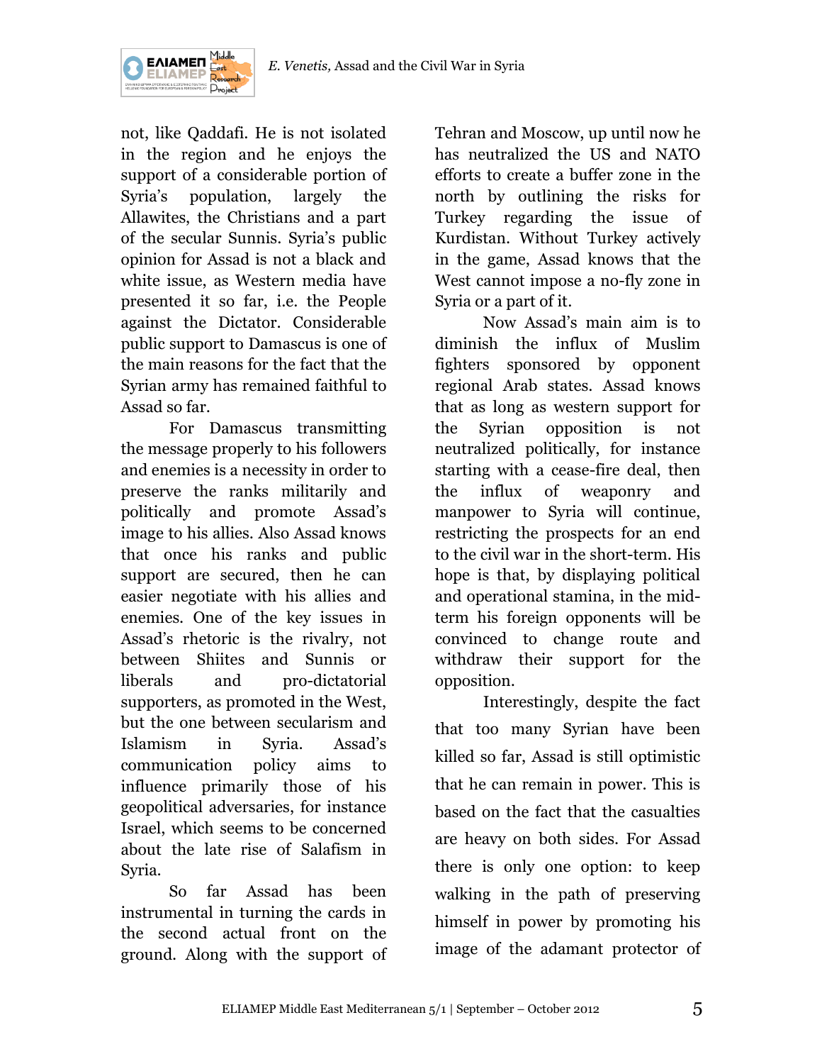not, like Qaddafi. He is not isolated in the region and he enjoys the support of a considerable portion of Syria's population, largely the Allawites, the Christians and a part of the secular Sunnis. Syria's public opinion for Assad is not a black and white issue, as Western media have presented it so far, i.e. the People against the Dictator. Considerable public support to Damascus is one of the main reasons for the fact that the Syrian army has remained faithful to Assad so far.

For Damascus transmitting the message properly to his followers and enemies is a necessity in order to preserve the ranks militarily and politically and promote Assad's image to his allies. Also Assad knows that once his ranks and public support are secured, then he can easier negotiate with his allies and enemies. One of the key issues in Assad's rhetoric is the rivalry, not between Shiites and Sunnis or liberals and pro-dictatorial supporters, as promoted in the West, but the one between secularism and Islamism in Syria. Assad's communication policy aims to influence primarily those of his geopolitical adversaries, for instance Israel, which seems to be concerned about the late rise of Salafism in Syria.

So far Assad has been instrumental in turning the cards in the second actual front on the ground. Along with the support of Tehran and Moscow, up until now he has neutralized the US and NATO efforts to create a buffer zone in the north by outlining the risks for Turkey regarding the issue of Kurdistan. Without Turkey actively in the game, Assad knows that the West cannot impose a no-fly zone in Syria or a part of it.

Now Assad's main aim is to diminish the influx of Muslim fighters sponsored by opponent regional Arab states. Assad knows that as long as western support for the Syrian opposition is not neutralized politically, for instance starting with a cease-fire deal, then the influx of weaponry and manpower to Syria will continue, restricting the prospects for an end to the civil war in the short-term. His hope is that, by displaying political and operational stamina, in the mid-term his foreign opponents will be convinced to change route and withdraw their support for the opposition.

Interestingly, despite the fact that too many Syrian have been killed so far, Assad is still optimistic that he can remain in power. This is based on the fact that the casualties are heavy on both sides. For Assad there is only one option: to keep walking in the path of preserving himself in power by promoting his image of the adamant protector of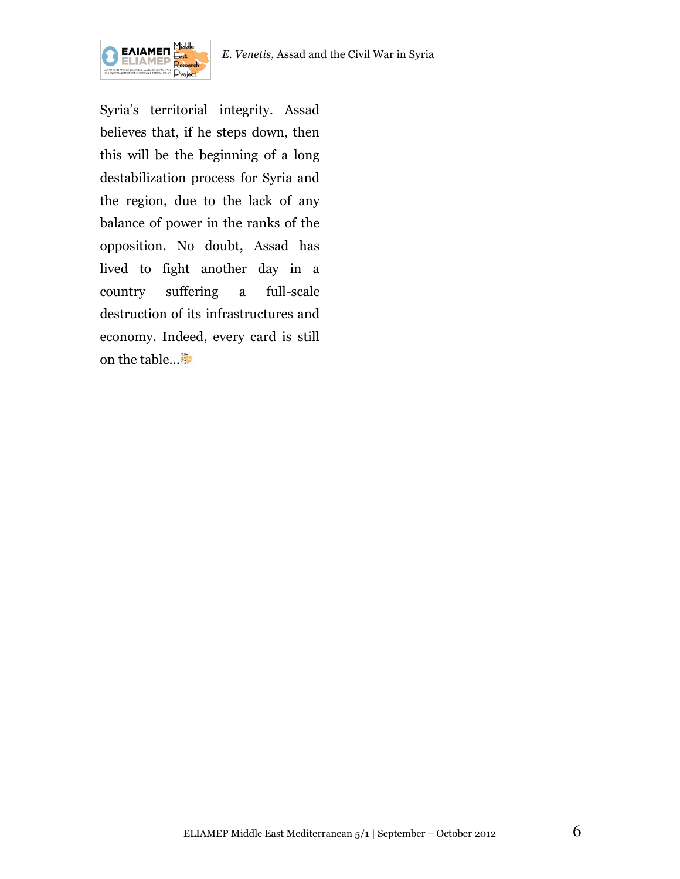Syria's territorial integrity. Assad believes that, if he steps down, then this will be the beginning of a long destabilization process for Syria and the region, due to the lack of any balance of power in the ranks of the opposition. No doubt, Assad has lived to fight another day in a country suffering a full-scale destruction of its infrastructures and economy. Indeed, every card is still on the table...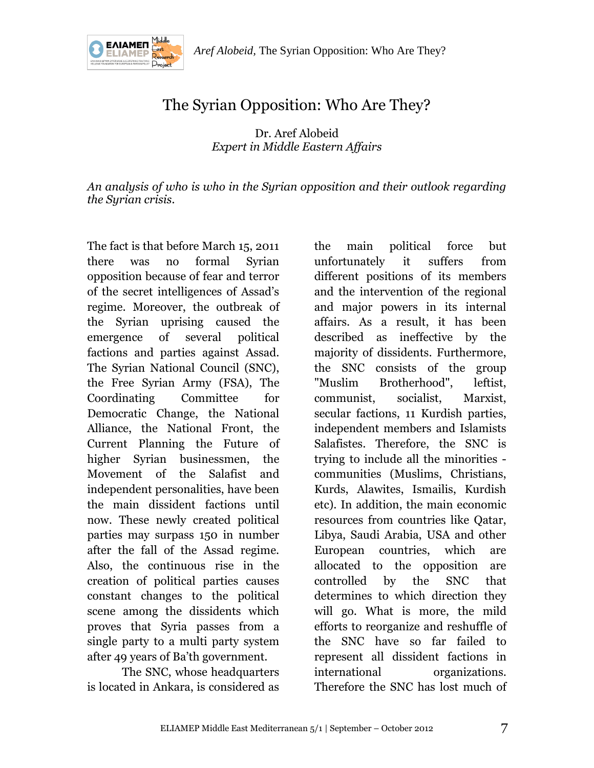# The Syrian Opposition: Who Are They?

Dr. Aref Alobeid
*Expert in Middle Eastern Affairs*

*An analysis of who is who in the Syrian opposition and their outlook regarding the Syrian crisis.*

The fact is that before March 15, 2011 there was no formal Syrian opposition because of fear and terror of the secret intelligences of Assad's regime. Moreover, the outbreak of the Syrian uprising caused the emergence of several political factions and parties against Assad. The Syrian National Council (SNC), the Free Syrian Army (FSA), The Coordinating Committee for Democratic Change, the National Alliance, the National Front, the Current Planning the Future of higher Syrian businessmen, the Movement of the Salafist and independent personalities, have been the main dissident factions until now. These newly created political parties may surpass 150 in number after the fall of the Assad regime. Also, the continuous rise in the creation of political parties causes constant changes to the political scene among the dissidents which proves that Syria passes from a single party to a multi party system after 49 years of Ba'th government.

The SNC, whose headquarters is located in Ankara, is considered as the main political force but unfortunately it suffers from different positions of its members and the intervention of the regional and major powers in its internal affairs. As a result, it has been described as ineffective by the majority of dissidents. Furthermore, the SNC consists of the group "Muslim Brotherhood", leftist, communist, socialist, Marxist, secular factions, 11 Kurdish parties, independent members and Islamists Salafistes. Therefore, the SNC is trying to include all the minorities - communities (Muslims, Christians, Kurds, Alawites, Ismailis, Kurdish etc). In addition, the main economic resources from countries like Qatar, Libya, Saudi Arabia, USA and other European countries, which are allocated to the opposition are controlled by the SNC that determines to which direction they will go. What is more, the mild efforts to reorganize and reshuffle of the SNC have so far failed to represent all dissident factions in international organizations. Therefore the SNC has lost much of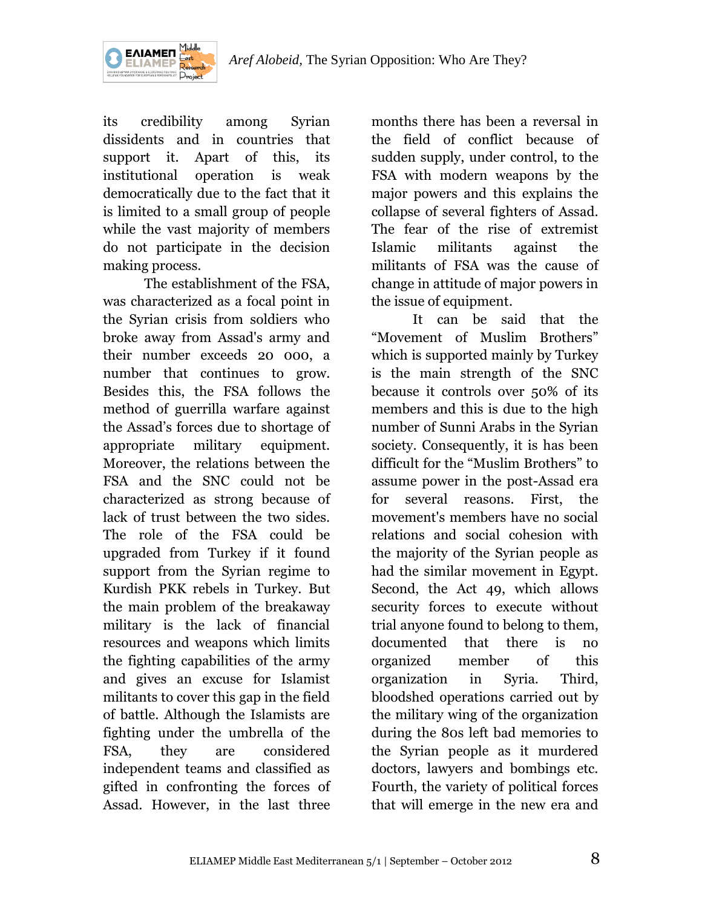its credibility among Syrian dissidents and in countries that support it. Apart of this, its institutional operation is weak democratically due to the fact that it is limited to a small group of people while the vast majority of members do not participate in the decision making process.

The establishment of the FSA, was characterized as a focal point in the Syrian crisis from soldiers who broke away from Assad's army and their number exceeds 20 000, a number that continues to grow. Besides this, the FSA follows the method of guerrilla warfare against the Assad's forces due to shortage of appropriate military equipment. Moreover, the relations between the FSA and the SNC could not be characterized as strong because of lack of trust between the two sides. The role of the FSA could be upgraded from Turkey if it found support from the Syrian regime to Kurdish PKK rebels in Turkey. But the main problem of the breakaway military is the lack of financial resources and weapons which limits the fighting capabilities of the army and gives an excuse for Islamist militants to cover this gap in the field of battle. Although the Islamists are fighting under the umbrella of the FSA, they are considered independent teams and classified as gifted in confronting the forces of Assad. However, in the last three months there has been a reversal in the field of conflict because of sudden supply, under control, to the FSA with modern weapons by the major powers and this explains the collapse of several fighters of Assad. The fear of the rise of extremist Islamic militants against the militants of FSA was the cause of change in attitude of major powers in the issue of equipment.

It can be said that the "Movement of Muslim Brothers" which is supported mainly by Turkey is the main strength of the SNC because it controls over 50% of its members and this is due to the high number of Sunni Arabs in the Syrian society. Consequently, it is has been difficult for the "Muslim Brothers" to assume power in the post-Assad era for several reasons. First, the movement's members have no social relations and social cohesion with the majority of the Syrian people as had the similar movement in Egypt. Second, the Act 49, which allows security forces to execute without trial anyone found to belong to them, documented that there is no organized member of this organization in Syria. Third, bloodshed operations carried out by the military wing of the organization during the 80s left bad memories to the Syrian people as it murdered doctors, lawyers and bombings etc. Fourth, the variety of political forces that will emerge in the new era and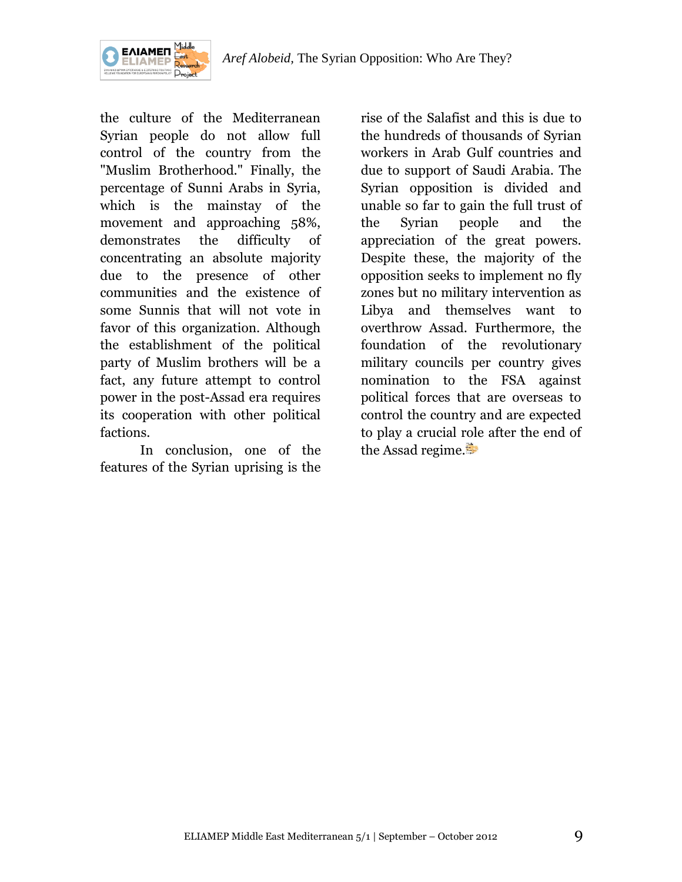the culture of the Mediterranean Syrian people do not allow full control of the country from the "Muslim Brotherhood." Finally, the percentage of Sunni Arabs in Syria, which is the mainstay of the movement and approaching 58%, demonstrates the difficulty of concentrating an absolute majority due to the presence of other communities and the existence of some Sunnis that will not vote in favor of this organization. Although the establishment of the political party of Muslim brothers will be a fact, any future attempt to control power in the post-Assad era requires its cooperation with other political factions.

In conclusion, one of the features of the Syrian uprising is the rise of the Salafist and this is due to the hundreds of thousands of Syrian workers in Arab Gulf countries and due to support of Saudi Arabia. The Syrian opposition is divided and unable so far to gain the full trust of the Syrian people and the appreciation of the great powers. Despite these, the majority of the opposition seeks to implement no fly zones but no military intervention as Libya and themselves want to overthrow Assad. Furthermore, the foundation of the revolutionary military councils per country gives nomination to the FSA against political forces that are overseas to control the country and are expected to play a crucial role after the end of the Assad regime.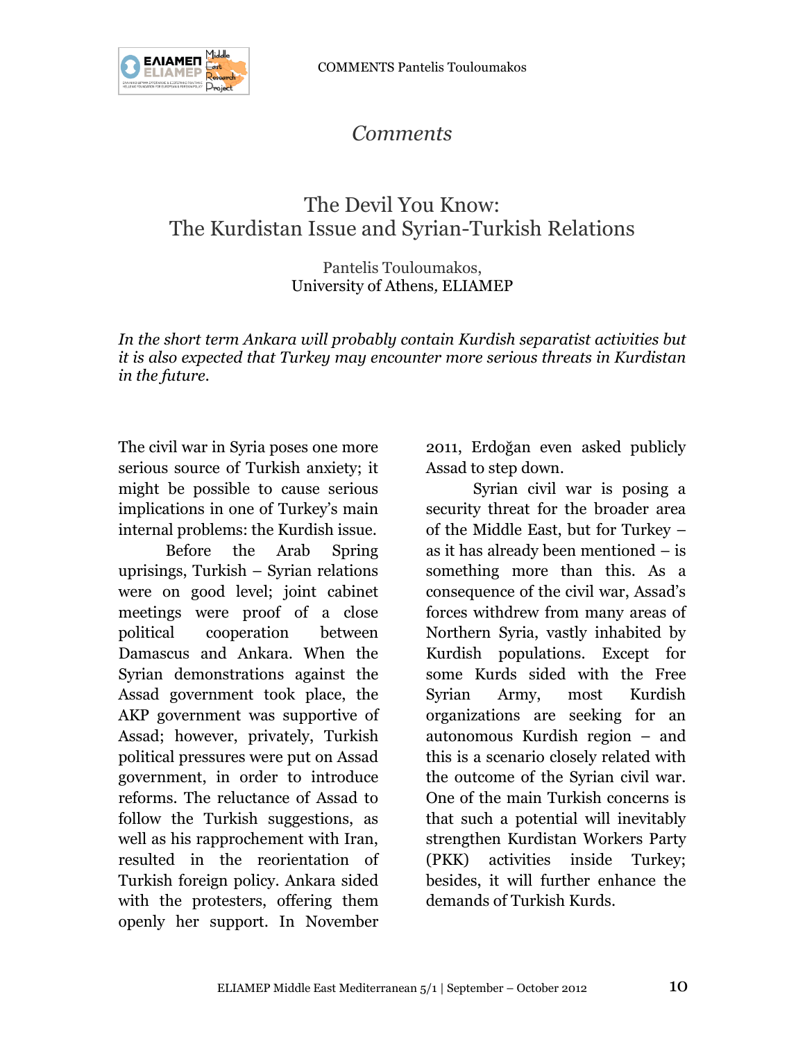*Comments*

# The Devil You Know: The Kurdistan Issue and Syrian-Turkish Relations

Pantelis Touloumakos,
University of Athens, ELIAMEP

*In the short term Ankara will probably contain Kurdish separatist activities but it is also expected that Turkey may encounter more serious threats in Kurdistan in the future.*

The civil war in Syria poses one more serious source of Turkish anxiety; it might be possible to cause serious implications in one of Turkey's main internal problems: the Kurdish issue.

Before the Arab Spring uprisings, Turkish – Syrian relations were on good level; joint cabinet meetings were proof of a close political cooperation between Damascus and Ankara. When the Syrian demonstrations against the Assad government took place, the AKP government was supportive of Assad; however, privately, Turkish political pressures were put on Assad government, in order to introduce reforms. The reluctance of Assad to follow the Turkish suggestions, as well as his rapprochement with Iran, resulted in the reorientation of Turkish foreign policy. Ankara sided with the protesters, offering them openly her support. In November 2011, Erdoğan even asked publicly Assad to step down.

Syrian civil war is posing a security threat for the broader area of the Middle East, but for Turkey – as it has already been mentioned – is something more than this. As a consequence of the civil war, Assad's forces withdrew from many areas of Northern Syria, vastly inhabited by Kurdish populations. Except for some Kurds sided with the Free Syrian Army, most Kurdish organizations are seeking for an autonomous Kurdish region – and this is a scenario closely related with the outcome of the Syrian civil war. One of the main Turkish concerns is that such a potential will inevitably strengthen Kurdistan Workers Party (PKK) activities inside Turkey; besides, it will further enhance the demands of Turkish Kurds.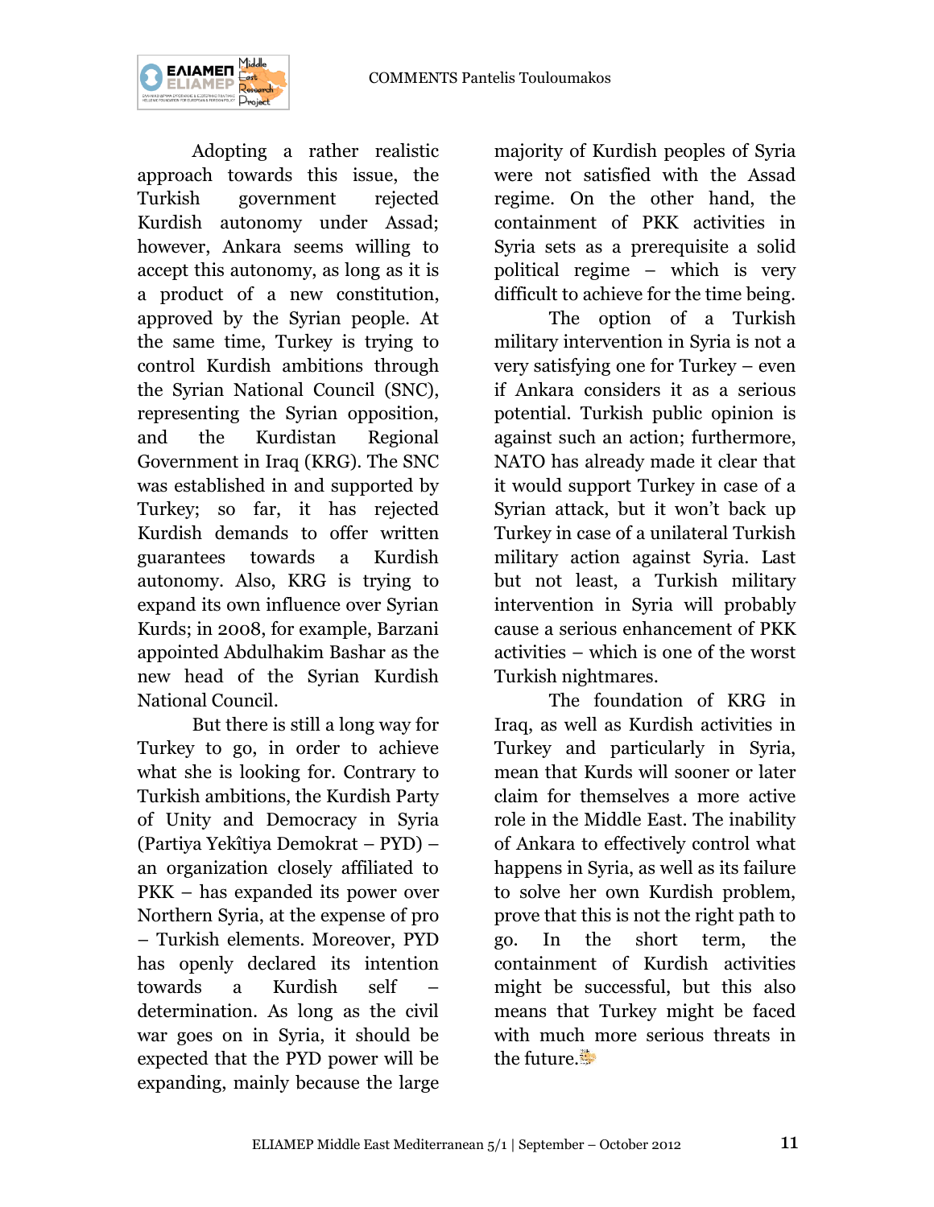Adopting a rather realistic approach towards this issue, the Turkish government rejected Kurdish autonomy under Assad; however, Ankara seems willing to accept this autonomy, as long as it is a product of a new constitution, approved by the Syrian people. At the same time, Turkey is trying to control Kurdish ambitions through the Syrian National Council (SNC), representing the Syrian opposition, and the Kurdistan Regional Government in Iraq (KRG). The SNC was established in and supported by Turkey; so far, it has rejected Kurdish demands to offer written guarantees towards a Kurdish autonomy. Also, KRG is trying to expand its own influence over Syrian Kurds; in 2008, for example, Barzani appointed Abdulhakim Bashar as the new head of the Syrian Kurdish National Council.

But there is still a long way for Turkey to go, in order to achieve what she is looking for. Contrary to Turkish ambitions, the Kurdish Party of Unity and Democracy in Syria (Partiya Yekîtiya Demokrat – PYD) – an organization closely affiliated to PKK – has expanded its power over Northern Syria, at the expense of pro – Turkish elements. Moreover, PYD has openly declared its intention towards a Kurdish self – determination. As long as the civil war goes on in Syria, it should be expected that the PYD power will be expanding, mainly because the large majority of Kurdish peoples of Syria were not satisfied with the Assad regime. On the other hand, the containment of PKK activities in Syria sets as a prerequisite a solid political regime – which is very difficult to achieve for the time being.

The option of a Turkish military intervention in Syria is not a very satisfying one for Turkey – even if Ankara considers it as a serious potential. Turkish public opinion is against such an action; furthermore, NATO has already made it clear that it would support Turkey in case of a Syrian attack, but it won't back up Turkey in case of a unilateral Turkish military action against Syria. Last but not least, a Turkish military intervention in Syria will probably cause a serious enhancement of PKK activities – which is one of the worst Turkish nightmares.

The foundation of KRG in Iraq, as well as Kurdish activities in Turkey and particularly in Syria, mean that Kurds will sooner or later claim for themselves a more active role in the Middle East. The inability of Ankara to effectively control what happens in Syria, as well as its failure to solve her own Kurdish problem, prove that this is not the right path to go. In the short term, the containment of Kurdish activities might be successful, but this also means that Turkey might be faced with much more serious threats in the future.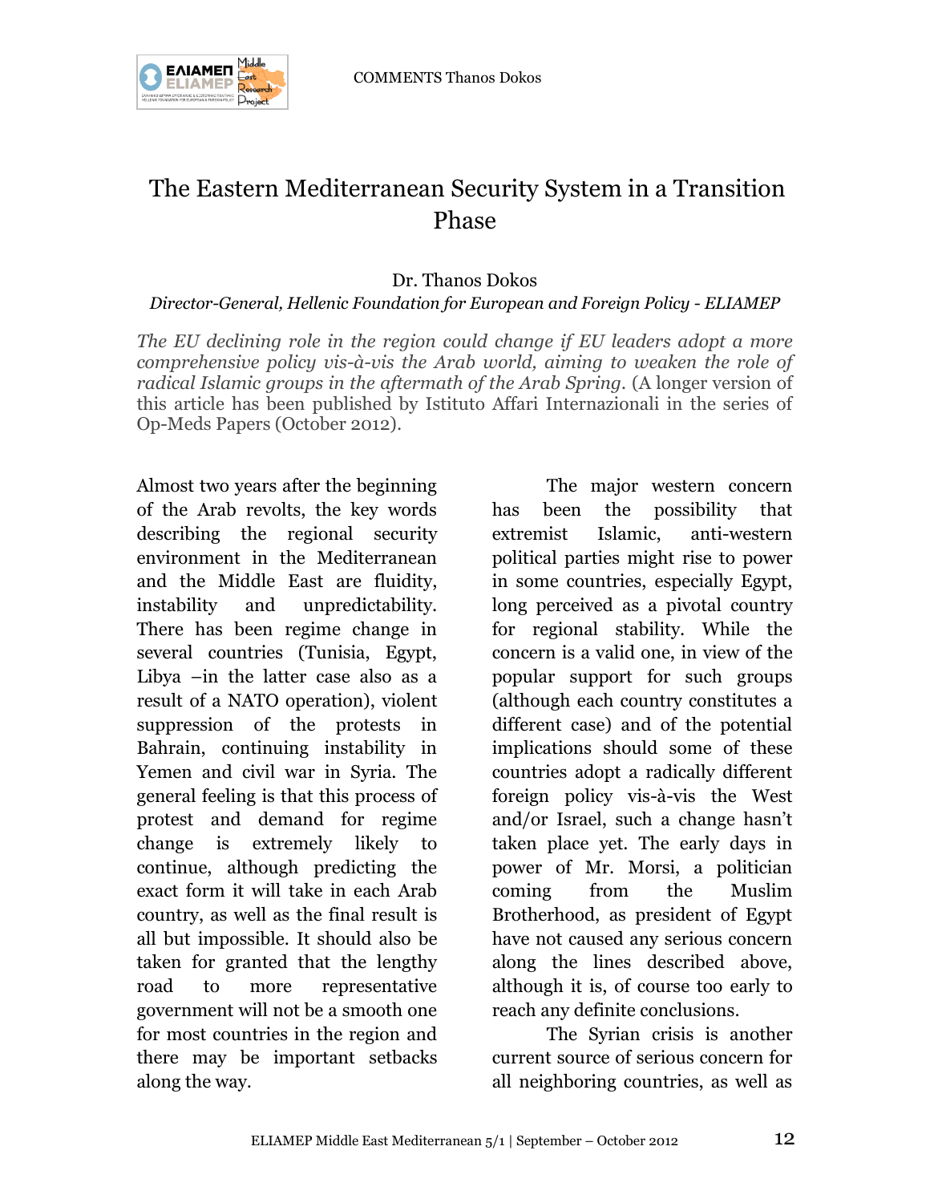# The Eastern Mediterranean Security System in a Transition Phase

Dr. Thanos Dokos

*Director-General, Hellenic Foundation for European and Foreign Policy - ELIAMEP*

*The EU declining role in the region could change if EU leaders adopt a more comprehensive policy vis-à-vis the Arab world, aiming to weaken the role of radical Islamic groups in the aftermath of the Arab Spring.* (A longer version of this article has been published by Istituto Affari Internazionali in the series of Op-Meds Papers (October 2012).

Almost two years after the beginning of the Arab revolts, the key words describing the regional security environment in the Mediterranean and the Middle East are fluidity, instability and unpredictability. There has been regime change in several countries (Tunisia, Egypt, Libya –in the latter case also as a result of a NATO operation), violent suppression of the protests in Bahrain, continuing instability in Yemen and civil war in Syria. The general feeling is that this process of protest and demand for regime change is extremely likely to continue, although predicting the exact form it will take in each Arab country, as well as the final result is all but impossible. It should also be taken for granted that the lengthy road to more representative government will not be a smooth one for most countries in the region and there may be important setbacks along the way.

The major western concern has been the possibility that extremist Islamic, anti-western political parties might rise to power in some countries, especially Egypt, long perceived as a pivotal country for regional stability. While the concern is a valid one, in view of the popular support for such groups (although each country constitutes a different case) and of the potential implications should some of these countries adopt a radically different foreign policy vis-à-vis the West and/or Israel, such a change hasn't taken place yet. The early days in power of Mr. Morsi, a politician coming from the Muslim Brotherhood, as president of Egypt have not caused any serious concern along the lines described above, although it is, of course too early to reach any definite conclusions.

The Syrian crisis is another current source of serious concern for all neighboring countries, as well as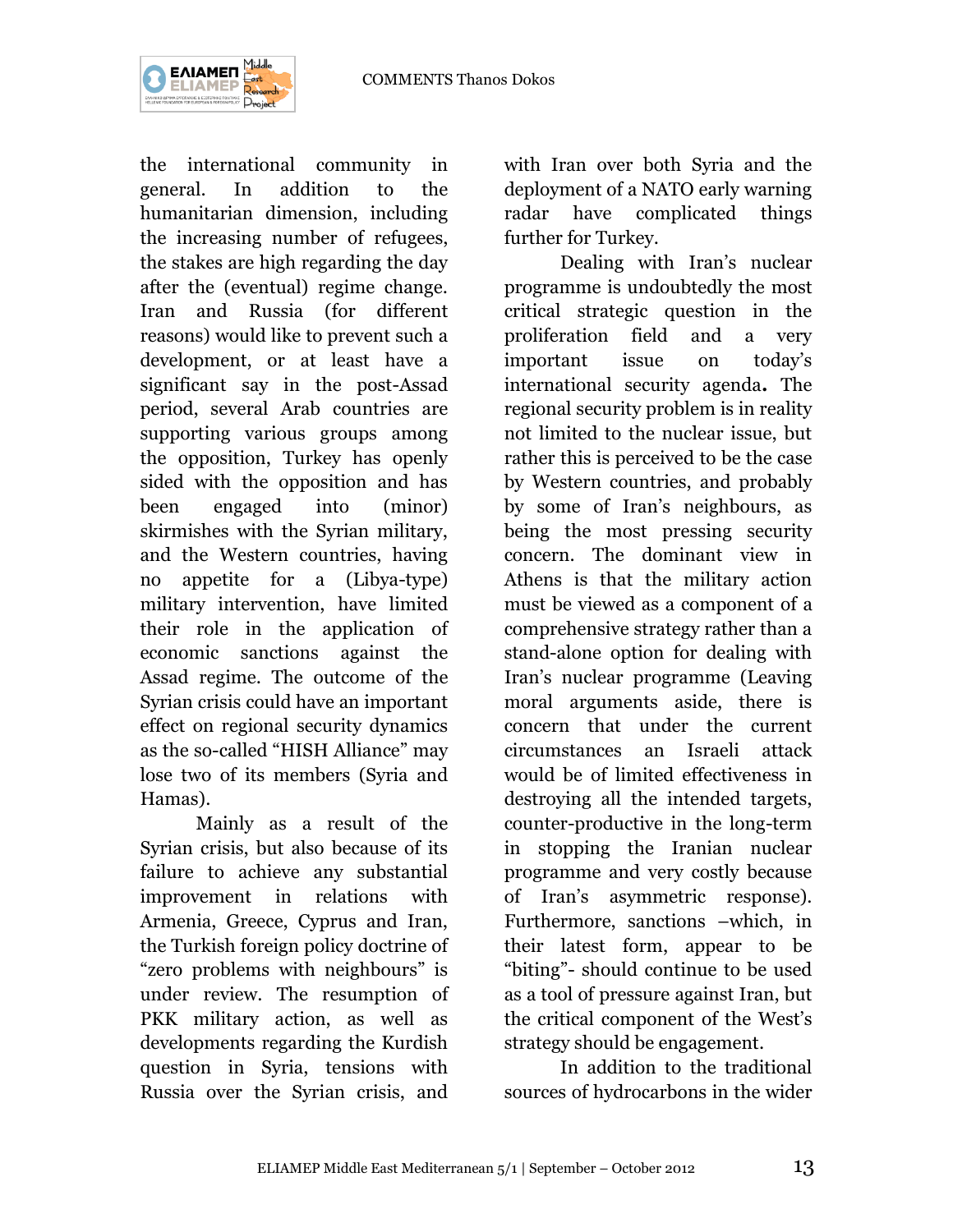the international community in general. In addition to the humanitarian dimension, including the increasing number of refugees, the stakes are high regarding the day after the (eventual) regime change. Iran and Russia (for different reasons) would like to prevent such a development, or at least have a significant say in the post-Assad period, several Arab countries are supporting various groups among the opposition, Turkey has openly sided with the opposition and has been engaged into (minor) skirmishes with the Syrian military, and the Western countries, having no appetite for a (Libya-type) military intervention, have limited their role in the application of economic sanctions against the Assad regime. The outcome of the Syrian crisis could have an important effect on regional security dynamics as the so-called "HISH Alliance" may lose two of its members (Syria and Hamas).

Mainly as a result of the Syrian crisis, but also because of its failure to achieve any substantial improvement in relations with Armenia, Greece, Cyprus and Iran, the Turkish foreign policy doctrine of "zero problems with neighbours" is under review. The resumption of PKK military action, as well as developments regarding the Kurdish question in Syria, tensions with Russia over the Syrian crisis, and with Iran over both Syria and the deployment of a NATO early warning radar have complicated things further for Turkey.

Dealing with Iran's nuclear programme is undoubtedly the most critical strategic question in the proliferation field and a very important issue on today's international security agenda**.** The regional security problem is in reality not limited to the nuclear issue, but rather this is perceived to be the case by Western countries, and probably by some of Iran's neighbours, as being the most pressing security concern. The dominant view in Athens is that the military action must be viewed as a component of a comprehensive strategy rather than a stand-alone option for dealing with Iran's nuclear programme (Leaving moral arguments aside, there is concern that under the current circumstances an Israeli attack would be of limited effectiveness in destroying all the intended targets, counter-productive in the long-term in stopping the Iranian nuclear programme and very costly because of Iran's asymmetric response). Furthermore, sanctions –which, in their latest form, appear to be "biting"- should continue to be used as a tool of pressure against Iran, but the critical component of the West's strategy should be engagement.

In addition to the traditional sources of hydrocarbons in the wider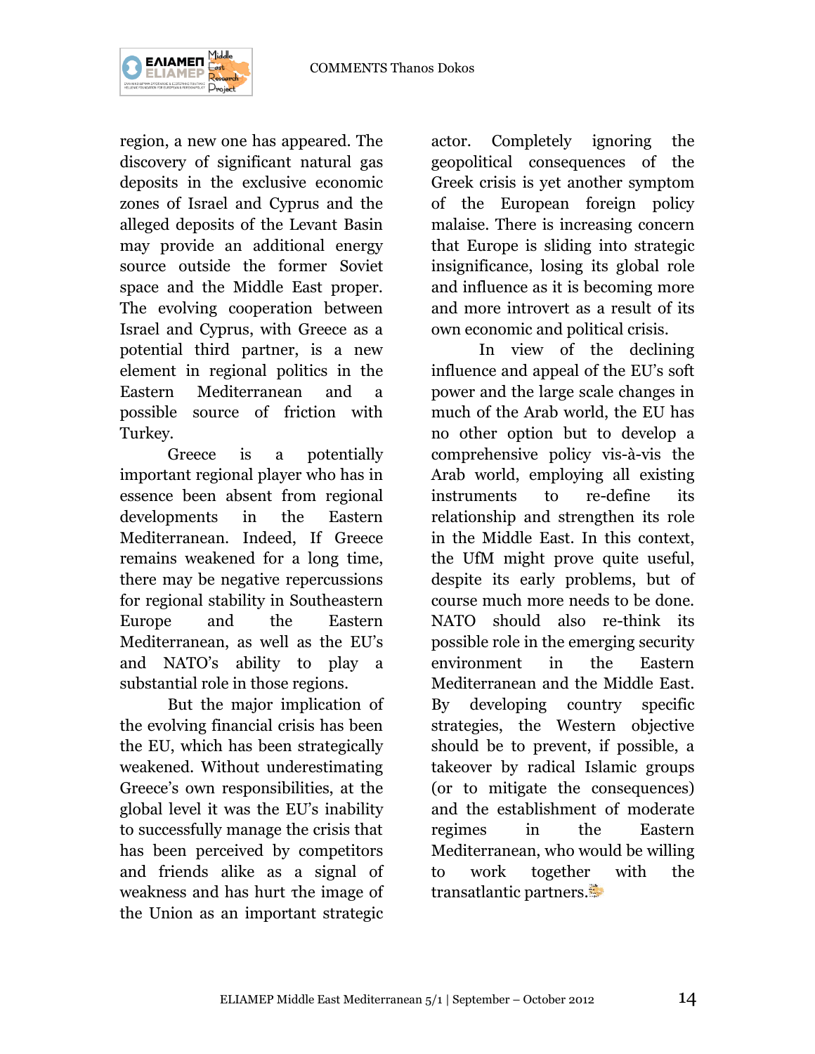region, a new one has appeared. The discovery of significant natural gas deposits in the exclusive economic zones of Israel and Cyprus and the alleged deposits of the Levant Basin may provide an additional energy source outside the former Soviet space and the Middle East proper. The evolving cooperation between Israel and Cyprus, with Greece as a potential third partner, is a new element in regional politics in the Eastern Mediterranean and a possible source of friction with Turkey.

Greece is a potentially important regional player who has in essence been absent from regional developments in the Eastern Mediterranean. Indeed, If Greece remains weakened for a long time, there may be negative repercussions for regional stability in Southeastern Europe and the Eastern Mediterranean, as well as the EU's and NATO's ability to play a substantial role in those regions.

But the major implication of the evolving financial crisis has been the EU, which has been strategically weakened. Without underestimating Greece's own responsibilities, at the global level it was the EU's inability to successfully manage the crisis that has been perceived by competitors and friends alike as a signal of weakness and has hurt the image of the Union as an important strategic actor. Completely ignoring the geopolitical consequences of the Greek crisis is yet another symptom of the European foreign policy malaise. There is increasing concern that Europe is sliding into strategic insignificance, losing its global role and influence as it is becoming more and more introvert as a result of its own economic and political crisis.

In view of the declining influence and appeal of the EU's soft power and the large scale changes in much of the Arab world, the EU has no other option but to develop a comprehensive policy vis-à-vis the Arab world, employing all existing instruments to re-define its relationship and strengthen its role in the Middle East. In this context, the UfM might prove quite useful, despite its early problems, but of course much more needs to be done. NATO should also re-think its possible role in the emerging security environment in the Eastern Mediterranean and the Middle East. By developing country specific strategies, the Western objective should be to prevent, if possible, a takeover by radical Islamic groups (or to mitigate the consequences) and the establishment of moderate regimes in the Eastern Mediterranean, who would be willing to work together with the transatlantic partners.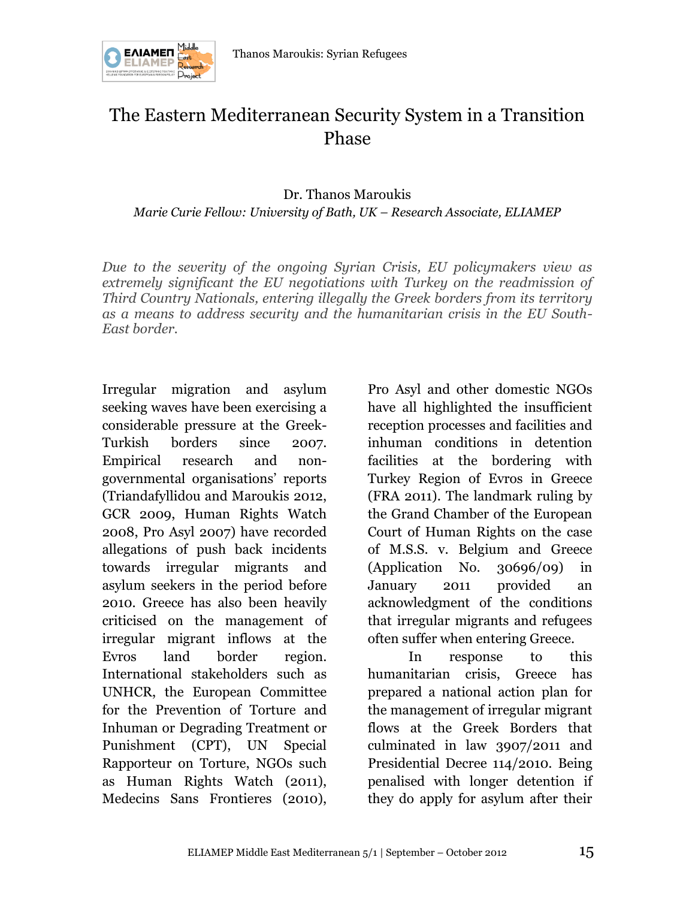# The Eastern Mediterranean Security System in a Transition Phase

Dr. Thanos Maroukis

*Marie Curie Fellow: University of Bath, UK – Research Associate, ELIAMEP*

*Due to the severity of the ongoing Syrian Crisis, EU policymakers view as extremely significant the EU negotiations with Turkey on the readmission of Third Country Nationals, entering illegally the Greek borders from its territory as a means to address security and the humanitarian crisis in the EU South-East border.*

Irregular migration and asylum seeking waves have been exercising a considerable pressure at the Greek-Turkish borders since 2007. Empirical research and non-governmental organisations' reports (Triandafyllidou and Maroukis 2012, GCR 2009, Human Rights Watch 2008, Pro Asyl 2007) have recorded allegations of push back incidents towards irregular migrants and asylum seekers in the period before 2010. Greece has also been heavily criticised on the management of irregular migrant inflows at the Evros land border region. International stakeholders such as UNHCR, the European Committee for the Prevention of Torture and Inhuman or Degrading Treatment or Punishment (CPT), UN Special Rapporteur on Torture, NGOs such as Human Rights Watch (2011), Medecins Sans Frontieres (2010), Pro Asyl and other domestic NGOs have all highlighted the insufficient reception processes and facilities and inhuman conditions in detention facilities at the bordering with Turkey Region of Evros in Greece (FRA 2011). The landmark ruling by the Grand Chamber of the European Court of Human Rights on the case of M.S.S. v. Belgium and Greece (Application No. 30696/09) in January 2011 provided an acknowledgment of the conditions that irregular migrants and refugees often suffer when entering Greece.

In response to this humanitarian crisis, Greece has prepared a national action plan for the management of irregular migrant flows at the Greek Borders that culminated in law 3907/2011 and Presidential Decree 114/2010. Being penalised with longer detention if they do apply for asylum after their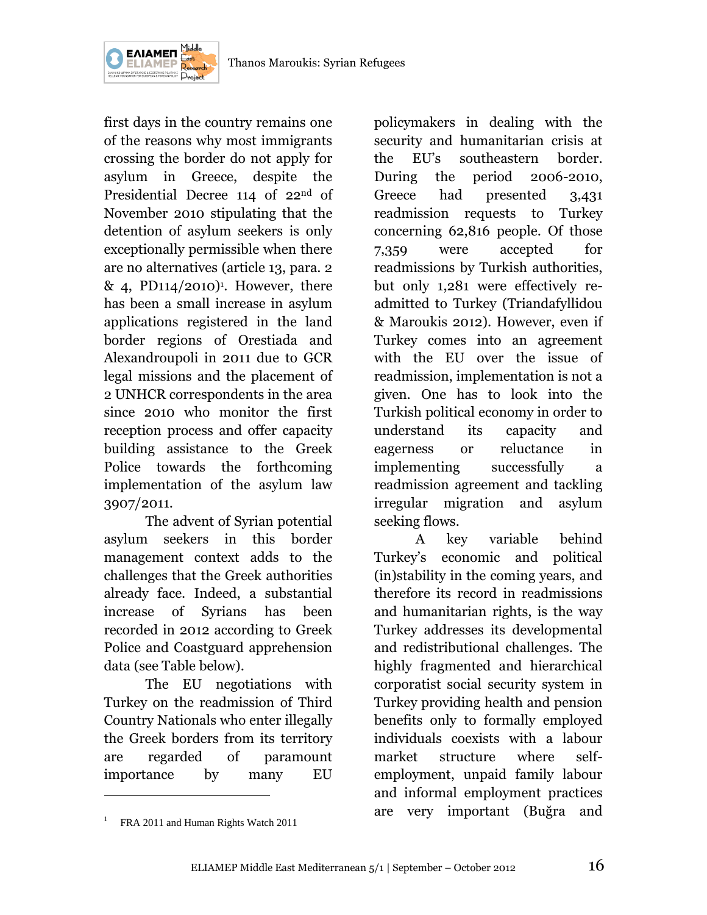first days in the country remains one of the reasons why most immigrants crossing the border do not apply for asylum in Greece, despite the Presidential Decree 114 of 22nd of November 2010 stipulating that the detention of asylum seekers is only exceptionally permissible when there are no alternatives (article 13, para. 2 & 4, PD114/2010)[1]. However, there has been a small increase in asylum applications registered in the land border regions of Orestiada and Alexandroupoli in 2011 due to GCR legal missions and the placement of 2 UNHCR correspondents in the area since 2010 who monitor the first reception process and offer capacity building assistance to the Greek Police towards the forthcoming implementation of the asylum law 3907/2011.

The advent of Syrian potential asylum seekers in this border management context adds to the challenges that the Greek authorities already face. Indeed, a substantial increase of Syrians has been recorded in 2012 according to Greek Police and Coastguard apprehension data (see Table below).

The EU negotiations with Turkey on the readmission of Third Country Nationals who enter illegally the Greek borders from its territory are regarded of paramount importance by many EU policymakers in dealing with the security and humanitarian crisis at the EU's southeastern border. During the period 2006-2010, Greece had presented 3,431 readmission requests to Turkey concerning 62,816 people. Of those 7,359 were accepted for readmissions by Turkish authorities, but only 1,281 were effectively re-admitted to Turkey (Triandafyllidou & Maroukis 2012). However, even if Turkey comes into an agreement with the EU over the issue of readmission, implementation is not a given. One has to look into the Turkish political economy in order to understand its capacity and eagerness or reluctance in implementing successfully a readmission agreement and tackling irregular migration and asylum seeking flows.

A key variable behind Turkey's economic and political (in)stability in the coming years, and therefore its record in readmissions and humanitarian rights, is the way Turkey addresses its developmental and redistributional challenges. The highly fragmented and hierarchical corporatist social security system in Turkey providing health and pension benefits only to formally employed individuals coexists with a labour market structure where self-employment, unpaid family labour and informal employment practices are very important (Buğra and

---

[1] FRA 2011 and Human Rights Watch 2011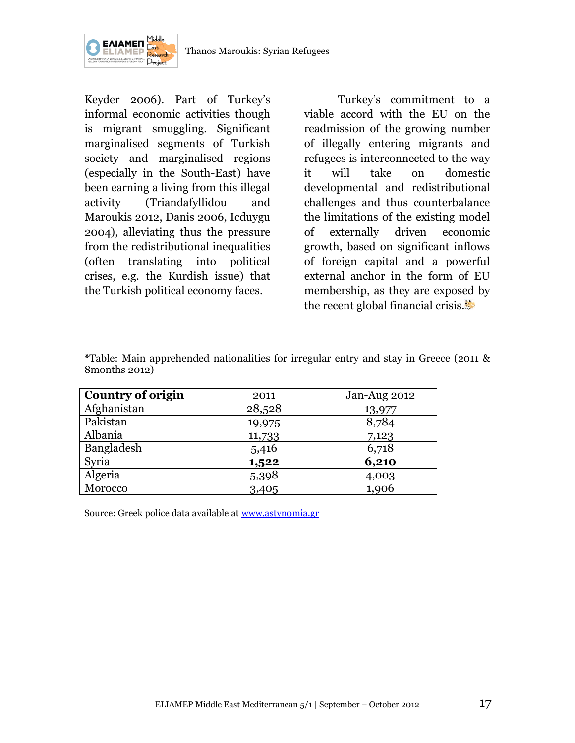Keyder 2006). Part of Turkey's informal economic activities though is migrant smuggling. Significant marginalised segments of Turkish society and marginalised regions (especially in the South-East) have been earning a living from this illegal activity (Triandafyllidou and Maroukis 2012, Danis 2006, Icduygu 2004), alleviating thus the pressure from the redistributional inequalities (often translating into political crises, e.g. the Kurdish issue) that the Turkish political economy faces.

Turkey's commitment to a viable accord with the EU on the readmission of the growing number of illegally entering migrants and refugees is interconnected to the way it will take on domestic developmental and redistributional challenges and thus counterbalance the limitations of the existing model of externally driven economic growth, based on significant inflows of foreign capital and a powerful external anchor in the form of EU membership, as they are exposed by the recent global financial crisis.

*Table: Main apprehended nationalities for irregular entry and stay in Greece (2011 & 8months 2012)

| **Country of origin** | 2011 | Jan-Aug 2012 |
|---|---|---|
| Afghanistan | 28,528 | 13,977 |
| Pakistan | 19,975 | 8,784 |
| Albania | 11,733 | 7,123 |
| Bangladesh | 5,416 | 6,718 |
| Syria | **1,522** | **6,210** |
| Algeria | 5,398 | 4,003 |
| Morocco | 3,405 | 1,906 |

Source: Greek police data available at www.astynomia.gr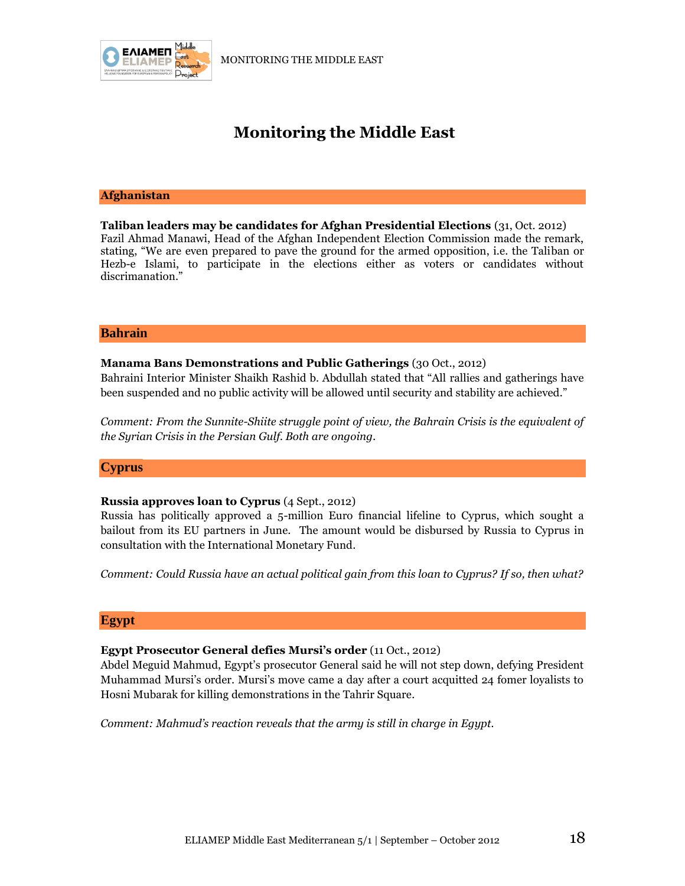# Monitoring the Middle East

## Afghanistan

**Taliban leaders may be candidates for Afghan Presidential Elections** (31, Oct. 2012)
Fazil Ahmad Manawi, Head of the Afghan Independent Election Commission made the remark, stating, "We are even prepared to pave the ground for the armed opposition, i.e. the Taliban or Hezb-e Islami, to participate in the elections either as voters or candidates without discrimanation."

## Bahrain

**Manama Bans Demonstrations and Public Gatherings** (30 Oct., 2012)
Bahraini Interior Minister Shaikh Rashid b. Abdullah stated that "All rallies and gatherings have been suspended and no public activity will be allowed until security and stability are achieved."

*Comment: From the Sunnite-Shiite struggle point of view, the Bahrain Crisis is the equivalent of the Syrian Crisis in the Persian Gulf. Both are ongoing.*

## Cyprus

**Russia approves loan to Cyprus** (4 Sept., 2012)
Russia has politically approved a 5-million Euro financial lifeline to Cyprus, which sought a bailout from its EU partners in June. The amount would be disbursed by Russia to Cyprus in consultation with the International Monetary Fund.

*Comment: Could Russia have an actual political gain from this loan to Cyprus? If so, then what?*

## Egypt

**Egypt Prosecutor General defies Mursi's order** (11 Oct., 2012)
Abdel Meguid Mahmud, Egypt's prosecutor General said he will not step down, defying President Muhammad Mursi's order. Mursi's move came a day after a court acquitted 24 fomer loyalists to Hosni Mubarak for killing demonstrations in the Tahrir Square.

*Comment: Mahmud's reaction reveals that the army is still in charge in Egypt.*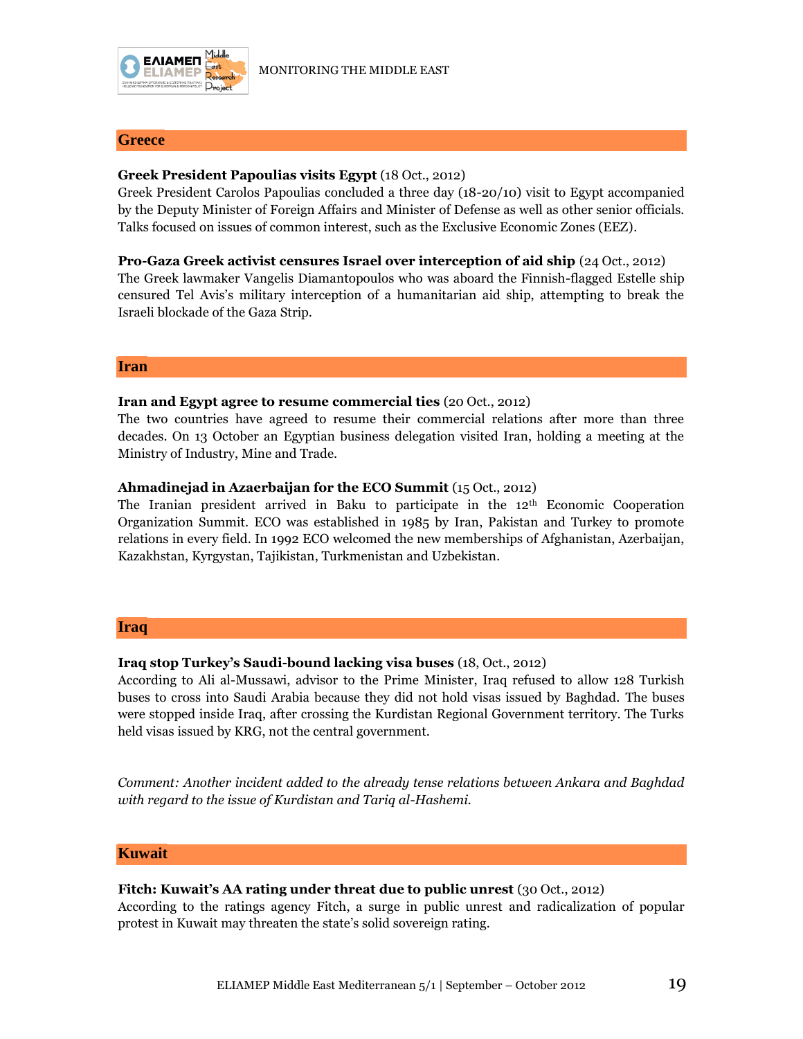## Greece

**Greek President Papoulias visits Egypt** (18 Oct., 2012)
Greek President Carolos Papoulias concluded a three day (18-20/10) visit to Egypt accompanied by the Deputy Minister of Foreign Affairs and Minister of Defense as well as other senior officials. Talks focused on issues of common interest, such as the Exclusive Economic Zones (EEZ).

**Pro-Gaza Greek activist censures Israel over interception of aid ship** (24 Oct., 2012)
The Greek lawmaker Vangelis Diamantopoulos who was aboard the Finnish-flagged Estelle ship censured Tel Avis's military interception of a humanitarian aid ship, attempting to break the Israeli blockade of the Gaza Strip.

## Iran

**Iran and Egypt agree to resume commercial ties** (20 Oct., 2012)
The two countries have agreed to resume their commercial relations after more than three decades. On 13 October an Egyptian business delegation visited Iran, holding a meeting at the Ministry of Industry, Mine and Trade.

**Ahmadinejad in Azaerbaijan for the ECO Summit** (15 Oct., 2012)
The Iranian president arrived in Baku to participate in the 12th Economic Cooperation Organization Summit. ECO was established in 1985 by Iran, Pakistan and Turkey to promote relations in every field. In 1992 ECO welcomed the new memberships of Afghanistan, Azerbaijan, Kazakhstan, Kyrgystan, Tajikistan, Turkmenistan and Uzbekistan.

## Iraq

**Iraq stop Turkey's Saudi-bound lacking visa buses** (18, Oct., 2012)
According to Ali al-Mussawi, advisor to the Prime Minister, Iraq refused to allow 128 Turkish buses to cross into Saudi Arabia because they did not hold visas issued by Baghdad. The buses were stopped inside Iraq, after crossing the Kurdistan Regional Government territory. The Turks held visas issued by KRG, not the central government.

*Comment: Another incident added to the already tense relations between Ankara and Baghdad with regard to the issue of Kurdistan and Tariq al-Hashemi.*

## Kuwait

**Fitch: Kuwait's AA rating under threat due to public unrest** (30 Oct., 2012)
According to the ratings agency Fitch, a surge in public unrest and radicalization of popular protest in Kuwait may threaten the state's solid sovereign rating.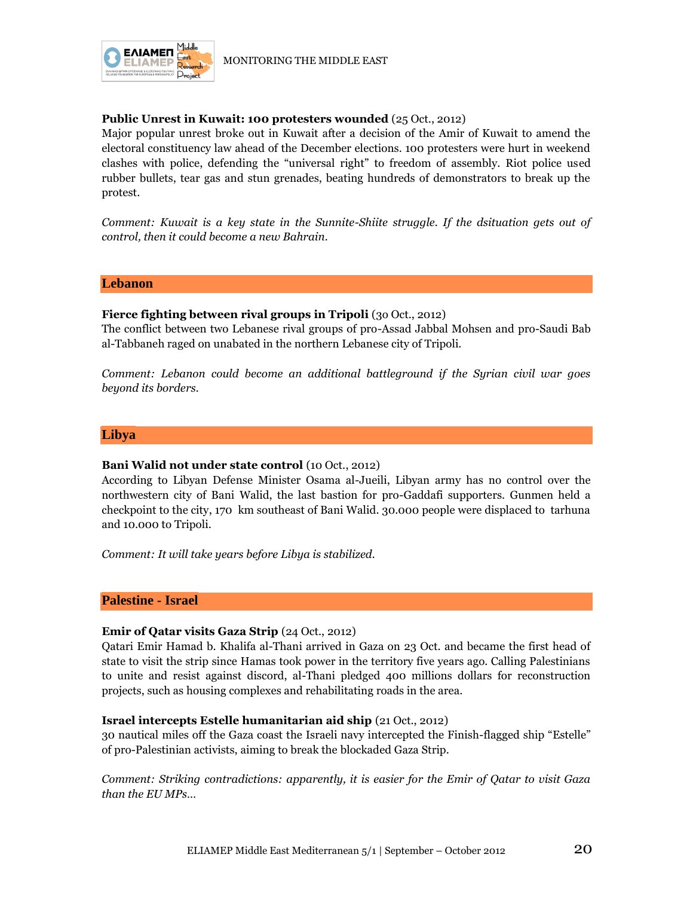**Public Unrest in Kuwait: 100 protesters wounded** (25 Oct., 2012)

Major popular unrest broke out in Kuwait after a decision of the Amir of Kuwait to amend the electoral constituency law ahead of the December elections. 100 protesters were hurt in weekend clashes with police, defending the "universal right" to freedom of assembly. Riot police used rubber bullets, tear gas and stun grenades, beating hundreds of demonstrators to break up the protest.

*Comment: Kuwait is a key state in the Sunnite-Shiite struggle. If the dsituation gets out of control, then it could become a new Bahrain.*

## Lebanon

**Fierce fighting between rival groups in Tripoli** (30 Oct., 2012)

The conflict between two Lebanese rival groups of pro-Assad Jabbal Mohsen and pro-Saudi Bab al-Tabbaneh raged on unabated in the northern Lebanese city of Tripoli.

*Comment: Lebanon could become an additional battleground if the Syrian civil war goes beyond its borders.*

## Libya

**Bani Walid not under state control** (10 Oct., 2012)

According to Libyan Defense Minister Osama al-Jueili, Libyan army has no control over the northwestern city of Bani Walid, the last bastion for pro-Gaddafi supporters. Gunmen held a checkpoint to the city, 170 km southeast of Bani Walid. 30.000 people were displaced to tarhuna and 10.000 to Tripoli.

*Comment: It will take years before Libya is stabilized.*

## Palestine - Israel

**Emir of Qatar visits Gaza Strip** (24 Oct., 2012)

Qatari Emir Hamad b. Khalifa al-Thani arrived in Gaza on 23 Oct. and became the first head of state to visit the strip since Hamas took power in the territory five years ago. Calling Palestinians to unite and resist against discord, al-Thani pledged 400 millions dollars for reconstruction projects, such as housing complexes and rehabilitating roads in the area.

**Israel intercepts Estelle humanitarian aid ship** (21 Oct., 2012)

30 nautical miles off the Gaza coast the Israeli navy intercepted the Finish-flagged ship "Estelle" of pro-Palestinian activists, aiming to break the blockaded Gaza Strip.

*Comment: Striking contradictions: apparently, it is easier for the Emir of Qatar to visit Gaza than the EU MPs…*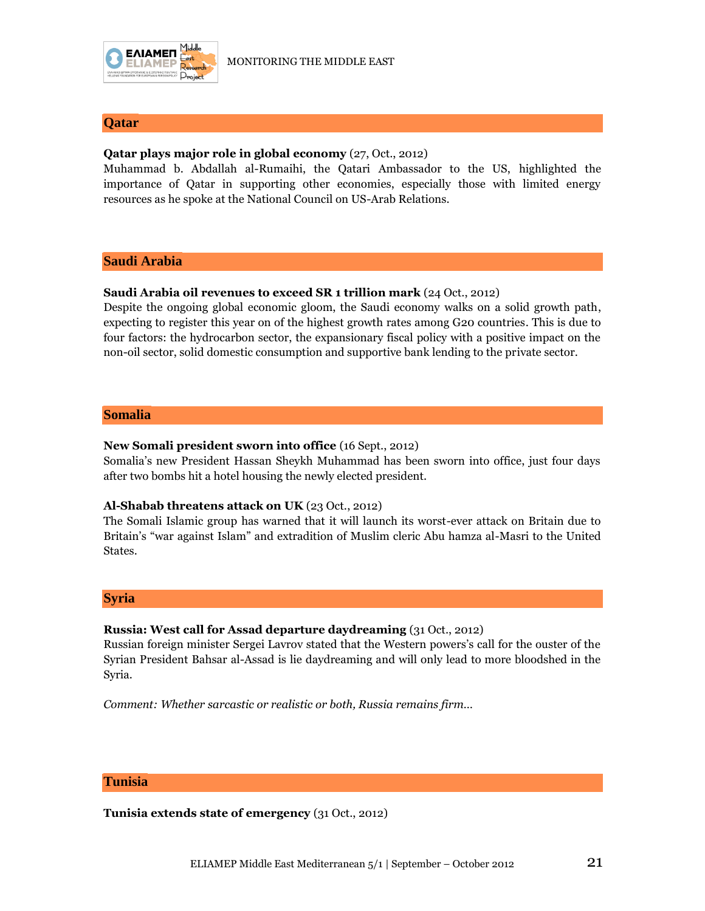## Qatar

**Qatar plays major role in global economy** (27, Oct., 2012)
Muhammad b. Abdallah al-Rumaihi, the Qatari Ambassador to the US, highlighted the importance of Qatar in supporting other economies, especially those with limited energy resources as he spoke at the National Council on US-Arab Relations.

## Saudi Arabia

**Saudi Arabia oil revenues to exceed SR 1 trillion mark** (24 Oct., 2012)
Despite the ongoing global economic gloom, the Saudi economy walks on a solid growth path, expecting to register this year on of the highest growth rates among G20 countries. This is due to four factors: the hydrocarbon sector, the expansionary fiscal policy with a positive impact on the non-oil sector, solid domestic consumption and supportive bank lending to the private sector.

## Somalia

**New Somali president sworn into office** (16 Sept., 2012)
Somalia's new President Hassan Sheykh Muhammad has been sworn into office, just four days after two bombs hit a hotel housing the newly elected president.

**Al-Shabab threatens attack on UK** (23 Oct., 2012)
The Somali Islamic group has warned that it will launch its worst-ever attack on Britain due to Britain's "war against Islam" and extradition of Muslim cleric Abu hamza al-Masri to the United States.

## Syria

**Russia: West call for Assad departure daydreaming** (31 Oct., 2012)
Russian foreign minister Sergei Lavrov stated that the Western powers's call for the ouster of the Syrian President Bahsar al-Assad is lie daydreaming and will only lead to more bloodshed in the Syria.

*Comment: Whether sarcastic or realistic or both, Russia remains firm…*

## Tunisia

**Tunisia extends state of emergency** (31 Oct., 2012)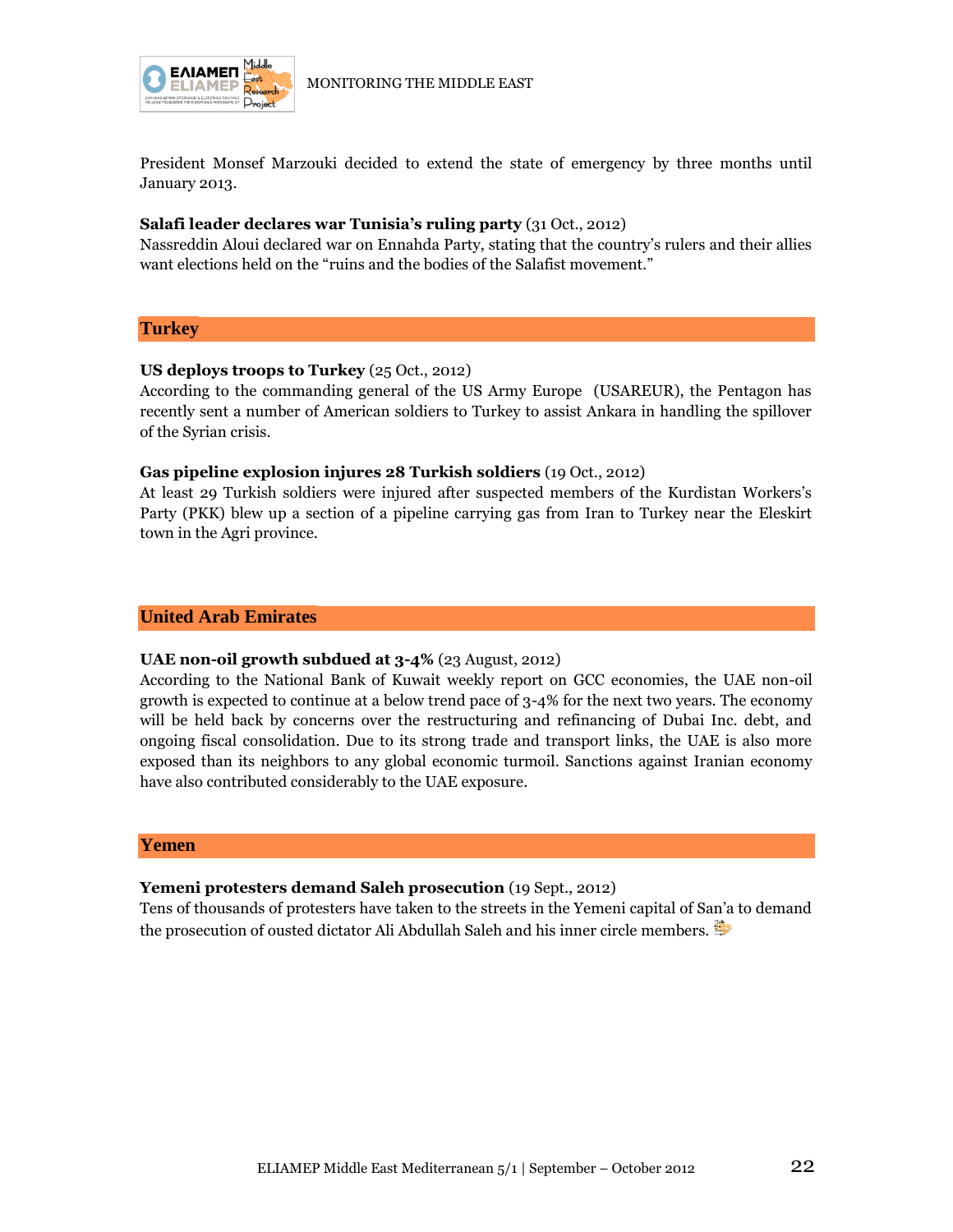President Monsef Marzouki decided to extend the state of emergency by three months until January 2013.

**Salafi leader declares war Tunisia's ruling party** (31 Oct., 2012)
Nassreddin Aloui declared war on Ennahda Party, stating that the country's rulers and their allies want elections held on the "ruins and the bodies of the Salafist movement."

## Turkey

**US deploys troops to Turkey** (25 Oct., 2012)
According to the commanding general of the US Army Europe (USAREUR), the Pentagon has recently sent a number of American soldiers to Turkey to assist Ankara in handling the spillover of the Syrian crisis.

**Gas pipeline explosion injures 28 Turkish soldiers** (19 Oct., 2012)
At least 29 Turkish soldiers were injured after suspected members of the Kurdistan Workers's Party (PKK) blew up a section of a pipeline carrying gas from Iran to Turkey near the Eleskirt town in the Agri province.

## United Arab Emirates

**UAE non-oil growth subdued at 3-4%** (23 August, 2012)
According to the National Bank of Kuwait weekly report on GCC economies, the UAE non-oil growth is expected to continue at a below trend pace of 3-4% for the next two years. The economy will be held back by concerns over the restructuring and refinancing of Dubai Inc. debt, and ongoing fiscal consolidation. Due to its strong trade and transport links, the UAE is also more exposed than its neighbors to any global economic turmoil. Sanctions against Iranian economy have also contributed considerably to the UAE exposure.

## Yemen

**Yemeni protesters demand Saleh prosecution** (19 Sept., 2012)
Tens of thousands of protesters have taken to the streets in the Yemeni capital of San'a to demand the prosecution of ousted dictator Ali Abdullah Saleh and his inner circle members.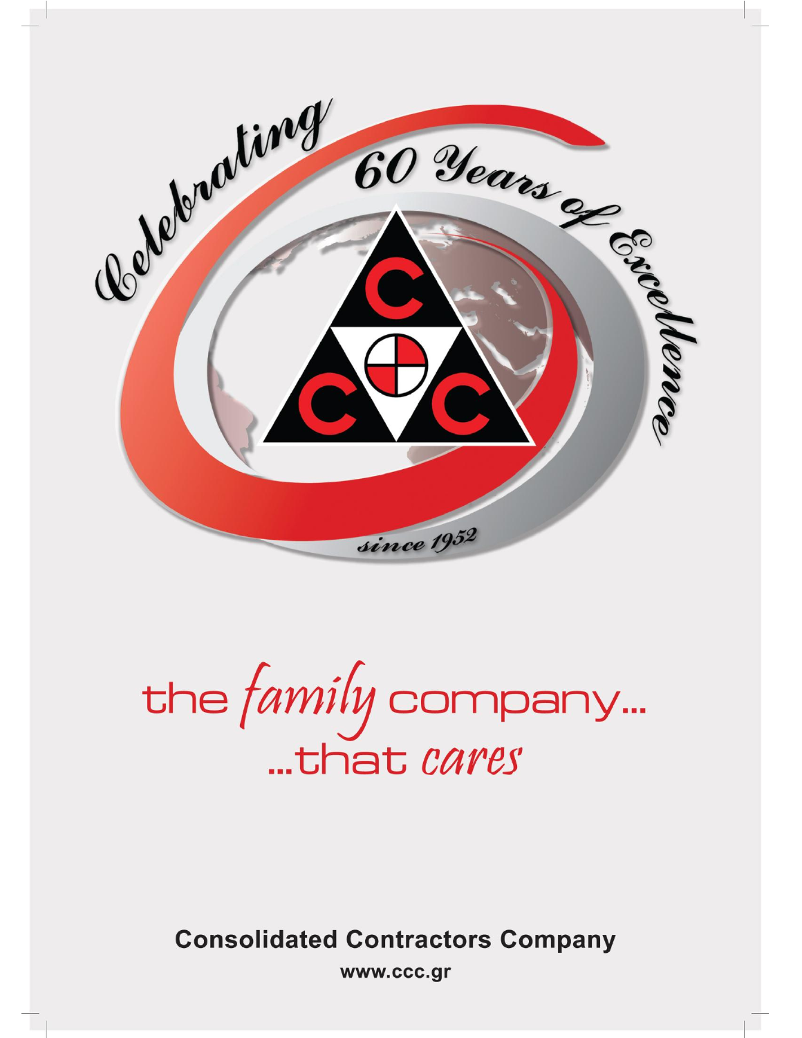Celebrating 60 Years of Excellence

since 1952

the *family* company...
...that *cares*

**Consolidated Contractors Company**

**www.ccc.gr**